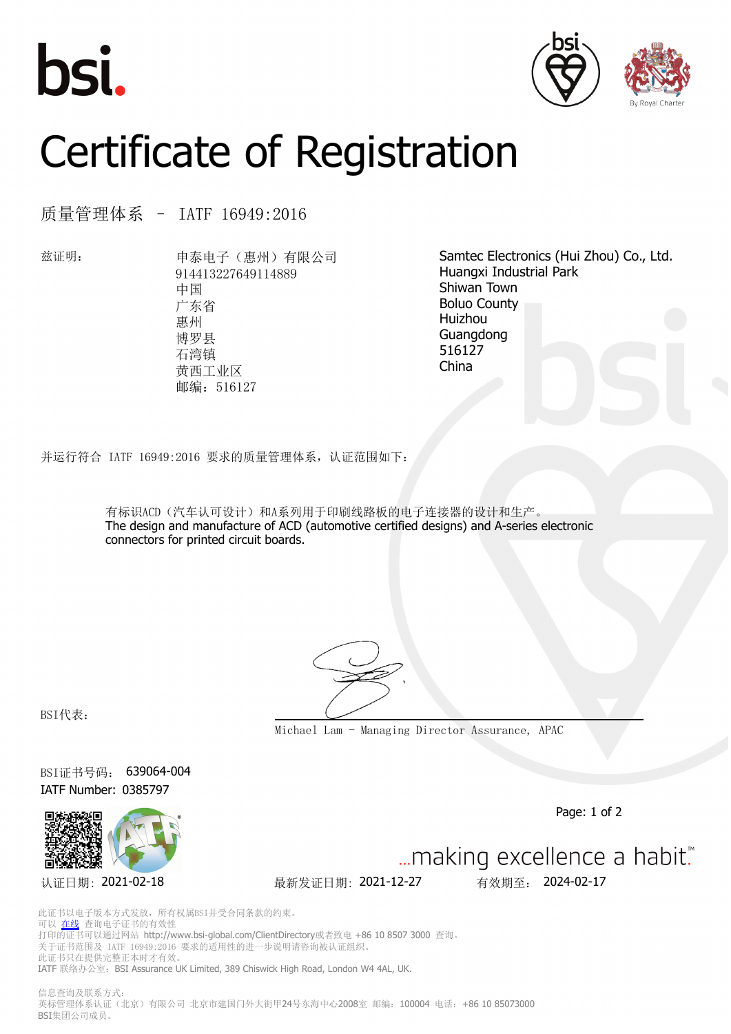# Certificate of Registration

## 质量管理体系 – IATF 16949:2016

兹证明：

申泰电子（惠州）有限公司
914413227649114889
中国
广东省
惠州
博罗县
石湾镇
黄西工业区
邮编：516127

Samtec Electronics (Hui Zhou) Co., Ltd.
Huangxi Industrial Park
Shiwan Town
Boluo County
Huizhou
Guangdong
516127
China

并运行符合 IATF 16949:2016 要求的质量管理体系，认证范围如下：

有标识ACD（汽车认可设计）和A系列用于印刷线路板的电子连接器的设计和生产。
The design and manufacture of ACD (automotive certified designs) and A-series electronic connectors for printed circuit boards.

BSI代表：

Michael Lam - Managing Director Assurance, APAC

BSI证书号码： 639064-004
IATF Number: 0385797

认证日期：2021-02-18　　最新发证日期：2021-12-27　　有效期至：2024-02-17

...making excellence a habit.™

此证书以电子版本方式发放，所有权属BSI并受合同条款的约束。
可以 在线 查询电子证书的有效性
打印的证书可以通过网站 http://www.bsi-global.com/ClientDirectory或者致电 +86 10 8507 3000 查询。
关于证书范围及 IATF 16949:2016 要求的适用性的进一步说明请咨询被认证组织。
此证书只在提供完整正本时才有效。
IATF 联络办公室：BSI Assurance UK Limited, 389 Chiswick High Road, London W4 4AL, UK.

信息查询及联系方式：
英标管理体系认证（北京）有限公司 北京市建国门外大街甲24号东海中心2008室 邮编：100004 电话：+86 10 85073000
BSI集团公司成员。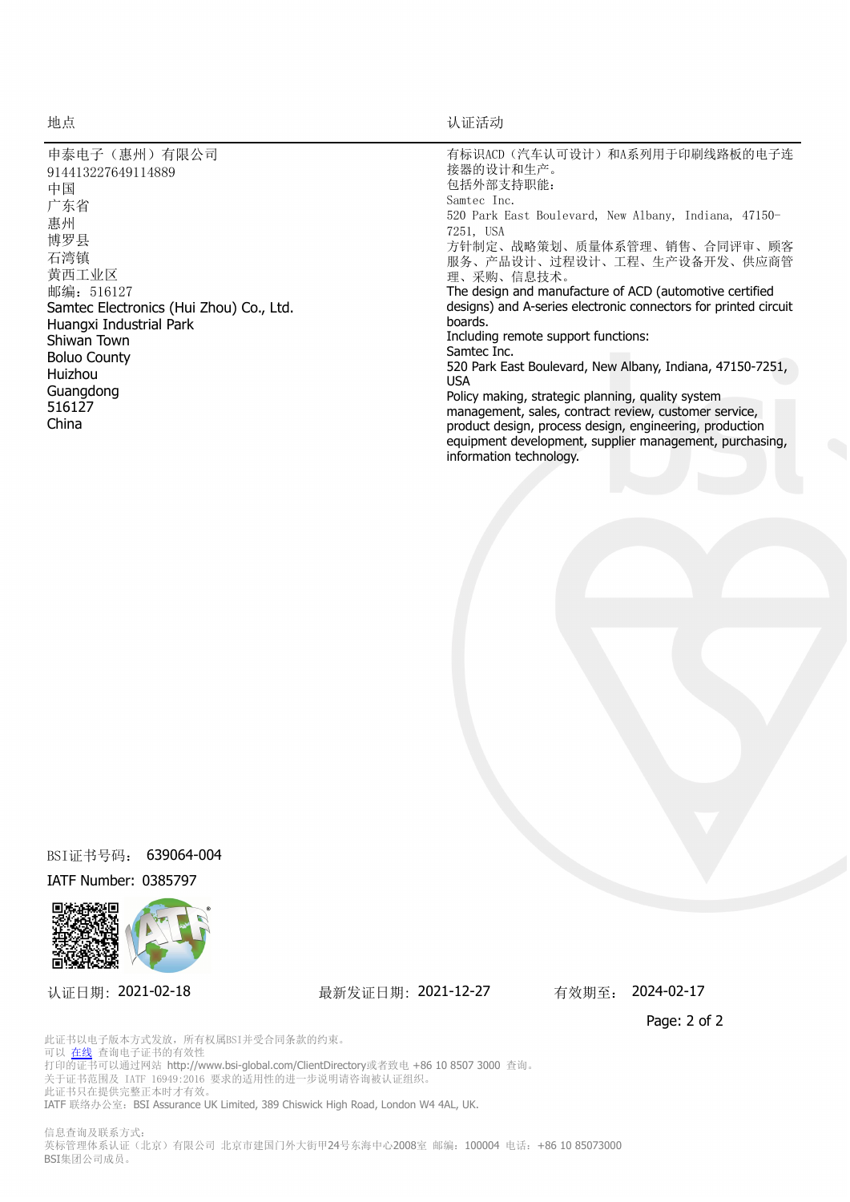| 地点 | 认证活动 |
| --- | --- |
| 申泰电子（惠州）有限公司<br>914413227649114889<br>中国<br>广东省<br>惠州<br>博罗县<br>石湾镇<br>黄西工业区<br>邮编：516127<br>Samtec Electronics (Hui Zhou) Co., Ltd.<br>Huangxi Industrial Park<br>Shiwan Town<br>Boluo County<br>Huizhou<br>Guangdong<br>516127<br>China | 有标识ACD（汽车认可设计）和A系列用于印刷线路板的电子连接器的设计和生产。<br>包括外部支持职能：<br>Samtec Inc.<br>520 Park East Boulevard, New Albany, Indiana, 47150-7251, USA<br>方针制定、战略策划、质量体系管理、销售、合同评审、顾客服务、产品设计、过程设计、工程、生产设备开发、供应商管理、采购、信息技术。<br>The design and manufacture of ACD (automotive certified designs) and A-series electronic connectors for printed circuit boards.<br>Including remote support functions:<br>Samtec Inc.<br>520 Park East Boulevard, New Albany, Indiana, 47150-7251, USA<br>Policy making, strategic planning, quality system management, sales, contract review, customer service, product design, process design, engineering, production equipment development, supplier management, purchasing, information technology. |

BSI证书号码： 639064-004

IATF Number: 0385797

认证日期：2021-02-18　　最新发证日期：2021-12-27　　有效期至： 2024-02-17

此证书以电子版本方式发放，所有权属BSI并受合同条款的约束。
可以 在线 查询电子证书的有效性
打印的证书可以通过网站 http://www.bsi-global.com/ClientDirectory或者致电 +86 10 8507 3000 查询。
关于证书范围及 IATF 16949:2016 要求的适用性的进一步说明请咨询被认证组织。
此证书只在提供完整正本时才有效。
IATF 联络办公室：BSI Assurance UK Limited, 389 Chiswick High Road, London W4 4AL, UK.

信息查询及联系方式：
英标管理体系认证（北京）有限公司 北京市建国门外大街甲24号东海中心2008室 邮编：100004 电话：+86 10 85073000
BSI集团公司成员。